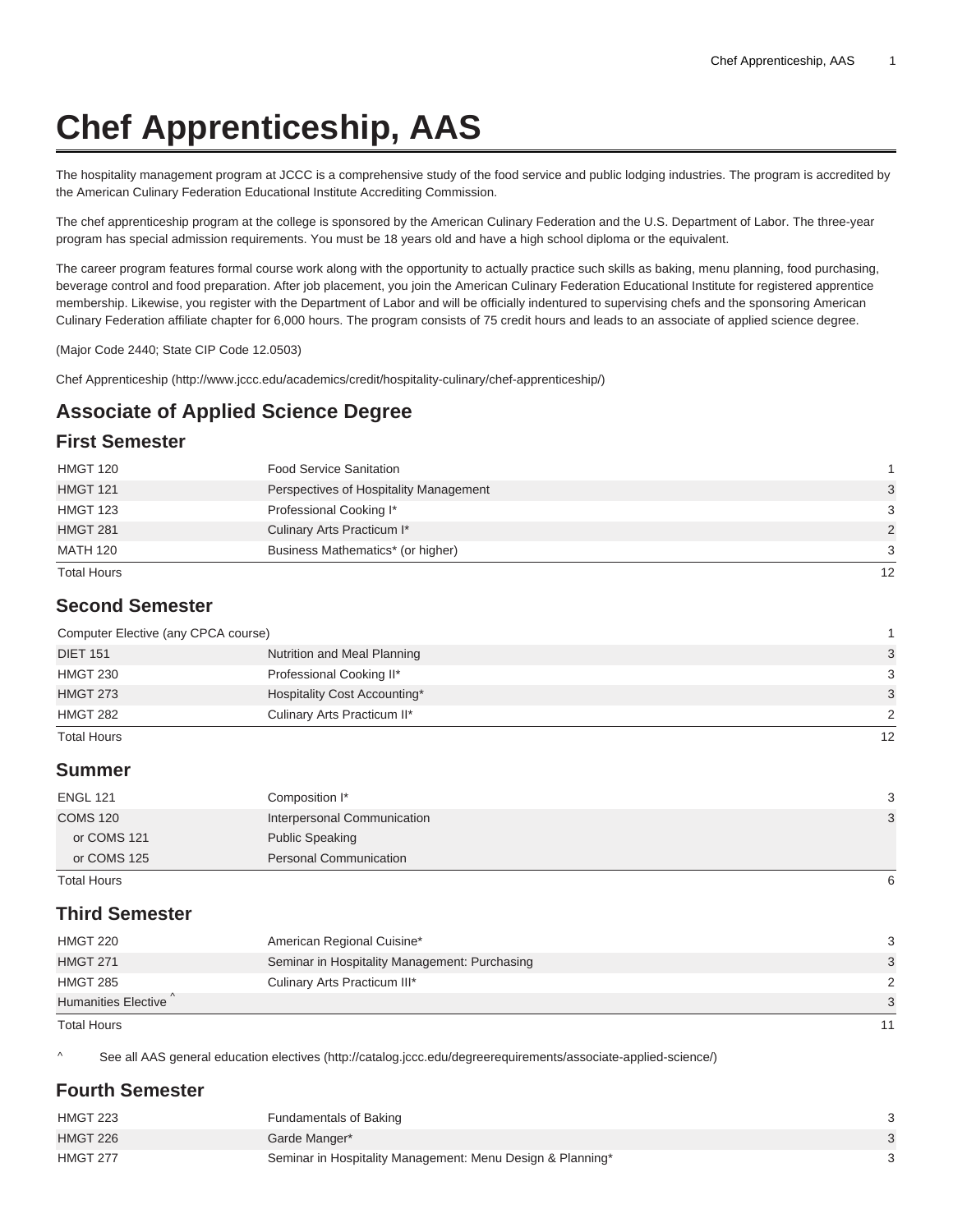# Chef Apprenticeship, AAS

The hospitality management program at JCCC is a comprehensive study of the food service and public lodging industries. The program is accredited by the American Culinary Federation Educational Institute Accrediting Commission.

The chef apprenticeship program at the college is sponsored by the American Culinary Federation and the U.S. Department of Labor. The three-year program has special admission requirements. You must be 18 years old and have a high school diploma or the equivalent.

The career program features formal course work along with the opportunity to actually practice such skills as baking, menu planning, food purchasing, beverage control and food preparation. After job placement, you join the American Culinary Federation Educational Institute for registered apprentice membership. Likewise, you register with the Department of Labor and will be officially indentured to supervising chefs and the sponsoring American Culinary Federation affiliate chapter for 6,000 hours. The program consists of 75 credit hours and leads to an associate of applied science degree.

(Major Code 2440; State CIP Code 12.0503)

Chef Apprenticeship (http://www.jccc.edu/academics/credit/hospitality-culinary/chef-apprenticeship/)

## Associate of Applied Science Degree

### First Semester

| | | |
|---|---|---|
| HMGT 120 | Food Service Sanitation | 1 |
| HMGT 121 | Perspectives of Hospitality Management | 3 |
| HMGT 123 | Professional Cooking I* | 3 |
| HMGT 281 | Culinary Arts Practicum I* | 2 |
| MATH 120 | Business Mathematics* (or higher) | 3 |
| Total Hours | | 12 |

### Second Semester

| | | |
|---|---|---|
| Computer Elective (any CPCA course) | | 1 |
| DIET 151 | Nutrition and Meal Planning | 3 |
| HMGT 230 | Professional Cooking II* | 3 |
| HMGT 273 | Hospitality Cost Accounting* | 3 |
| HMGT 282 | Culinary Arts Practicum II* | 2 |
| Total Hours | | 12 |

### Summer

| | | |
|---|---|---|
| ENGL 121 | Composition I* | 3 |
| COMS 120 | Interpersonal Communication | 3 |
| or COMS 121 | Public Speaking | |
| or COMS 125 | Personal Communication | |
| Total Hours | | 6 |

### Third Semester

| | | |
|---|---|---|
| HMGT 220 | American Regional Cuisine* | 3 |
| HMGT 271 | Seminar in Hospitality Management: Purchasing | 3 |
| HMGT 285 | Culinary Arts Practicum III* | 2 |
| Humanities Elective ^ | | 3 |
| Total Hours | | 11 |

^ See all AAS general education electives (http://catalog.jccc.edu/degreerequirements/associate-applied-science/)

### Fourth Semester

| | | |
|---|---|---|
| HMGT 223 | Fundamentals of Baking | 3 |
| HMGT 226 | Garde Manger* | 3 |
| HMGT 277 | Seminar in Hospitality Management: Menu Design & Planning* | 3 |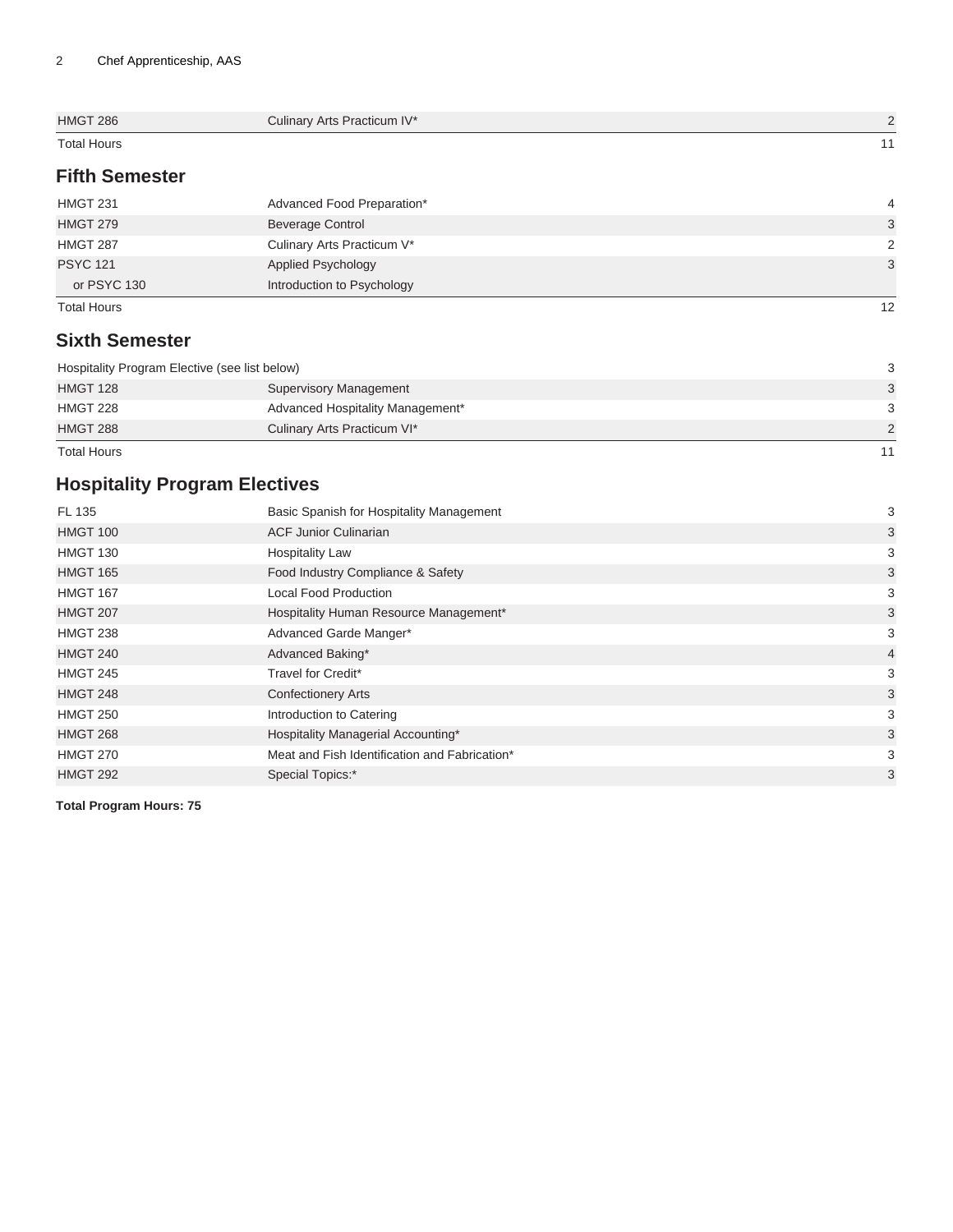| | | |
| --- | --- | --- |
| HMGT 286 | Culinary Arts Practicum IV* | 2 |
| Total Hours | | 11 |

## Fifth Semester

| | | |
| --- | --- | --- |
| HMGT 231 | Advanced Food Preparation* | 4 |
| HMGT 279 | Beverage Control | 3 |
| HMGT 287 | Culinary Arts Practicum V* | 2 |
| PSYC 121 | Applied Psychology | 3 |
| or PSYC 130 | Introduction to Psychology | |
| Total Hours | | 12 |

## Sixth Semester

| | | |
| --- | --- | --- |
| Hospitality Program Elective (see list below) | | 3 |
| HMGT 128 | Supervisory Management | 3 |
| HMGT 228 | Advanced Hospitality Management* | 3 |
| HMGT 288 | Culinary Arts Practicum VI* | 2 |
| Total Hours | | 11 |

## Hospitality Program Electives

| | | |
| --- | --- | --- |
| FL 135 | Basic Spanish for Hospitality Management | 3 |
| HMGT 100 | ACF Junior Culinarian | 3 |
| HMGT 130 | Hospitality Law | 3 |
| HMGT 165 | Food Industry Compliance & Safety | 3 |
| HMGT 167 | Local Food Production | 3 |
| HMGT 207 | Hospitality Human Resource Management* | 3 |
| HMGT 238 | Advanced Garde Manger* | 3 |
| HMGT 240 | Advanced Baking* | 4 |
| HMGT 245 | Travel for Credit* | 3 |
| HMGT 248 | Confectionery Arts | 3 |
| HMGT 250 | Introduction to Catering | 3 |
| HMGT 268 | Hospitality Managerial Accounting* | 3 |
| HMGT 270 | Meat and Fish Identification and Fabrication* | 3 |
| HMGT 292 | Special Topics:* | 3 |

**Total Program Hours: 75**